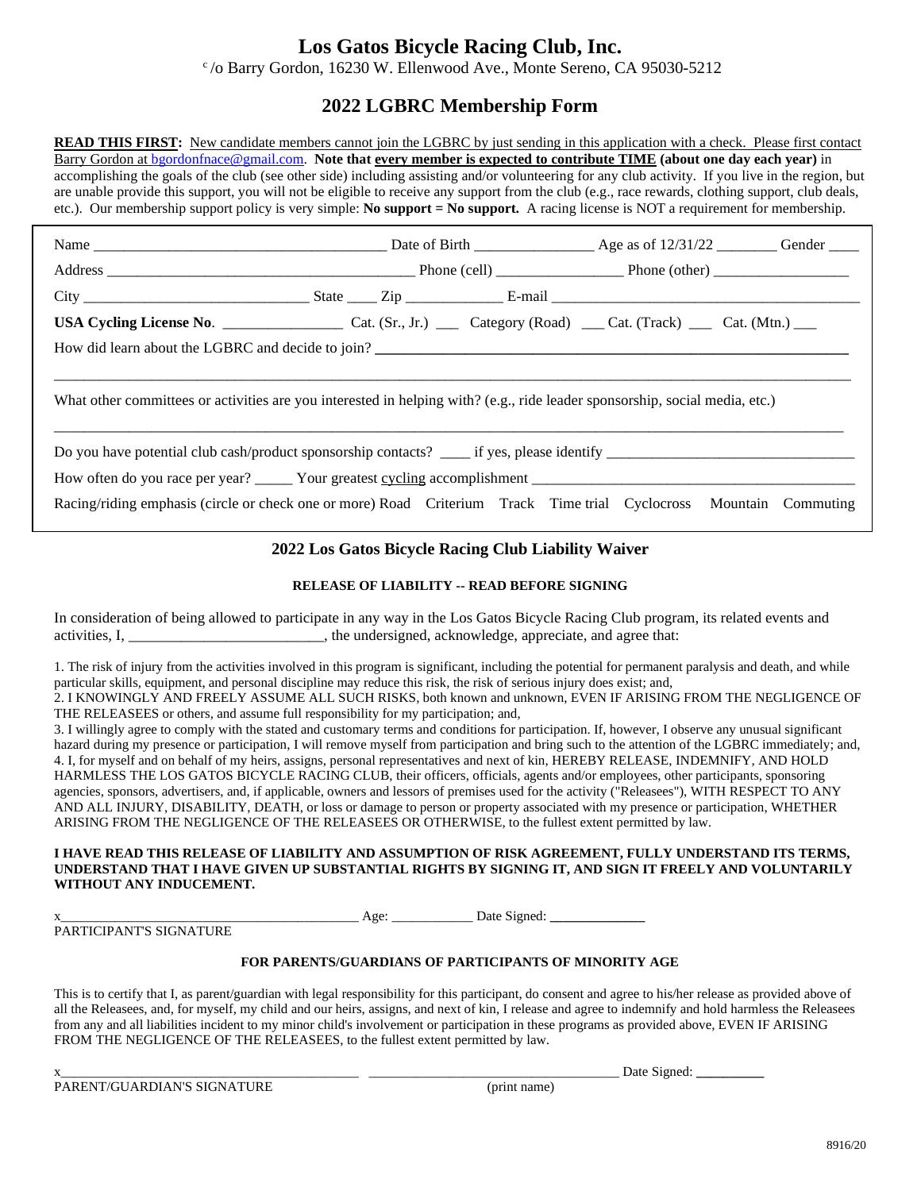# Los Gatos Bicycle Racing Club, Inc.

c/o Barry Gordon, 16230 W. Ellenwood Ave., Monte Sereno, CA 95030-5212

## 2022 LGBRC Membership Form

**READ THIS FIRST:** New candidate members cannot join the LGBRC by just sending in this application with a check. Please first contact Barry Gordon at bgordonfnace@gmail.com. **Note that every member is expected to contribute TIME (about one day each year)** in accomplishing the goals of the club (see other side) including assisting and/or volunteering for any club activity. If you live in the region, but are unable provide this support, you will not be eligible to receive any support from the club (e.g., race rewards, clothing support, club deals, etc.). Our membership support policy is very simple: **No support = No support.** A racing license is NOT a requirement for membership.

Name ______________________________ Date of Birth ______________ Age as of 12/31/22 _______ Gender ____

Address ______________________________ Phone (cell) ______________ Phone (other) ______________

City ______________________ State ____ Zip __________ E-mail ______________________________

**USA Cycling License No**. ______________ Cat. (Sr., Jr.) ___ Category (Road) ___ Cat. (Track) ___ Cat. (Mtn.) ___

How did learn about the LGBRC and decide to join? ______________________________

______________________________________________________________________________

What other committees or activities are you interested in helping with? (e.g., ride leader sponsorship, social media, etc.)

______________________________________________________________________________

Do you have potential club cash/product sponsorship contacts? ____ if yes, please identify ______________________

How often do you race per year? _____ Your greatest cycling accomplishment ______________________________

Racing/riding emphasis (circle or check one or more) Road Criterium Track Time trial Cyclocross Mountain Commuting

### 2022 Los Gatos Bicycle Racing Club Liability Waiver

**RELEASE OF LIABILITY -- READ BEFORE SIGNING**

In consideration of being allowed to participate in any way in the Los Gatos Bicycle Racing Club program, its related events and activities, I, ________________________, the undersigned, acknowledge, appreciate, and agree that:

1. The risk of injury from the activities involved in this program is significant, including the potential for permanent paralysis and death, and while particular skills, equipment, and personal discipline may reduce this risk, the risk of serious injury does exist; and,
2. I KNOWINGLY AND FREELY ASSUME ALL SUCH RISKS, both known and unknown, EVEN IF ARISING FROM THE NEGLIGENCE OF THE RELEASEES or others, and assume full responsibility for my participation; and,
3. I willingly agree to comply with the stated and customary terms and conditions for participation. If, however, I observe any unusual significant hazard during my presence or participation, I will remove myself from participation and bring such to the attention of the LGBRC immediately; and,
4. I, for myself and on behalf of my heirs, assigns, personal representatives and next of kin, HEREBY RELEASE, INDEMNIFY, AND HOLD HARMLESS THE LOS GATOS BICYCLE RACING CLUB, their officers, officials, agents and/or employees, other participants, sponsoring agencies, sponsors, advertisers, and, if applicable, owners and lessors of premises used for the activity ("Releasees"), WITH RESPECT TO ANY AND ALL INJURY, DISABILITY, DEATH, or loss or damage to person or property associated with my presence or participation, WHETHER ARISING FROM THE NEGLIGENCE OF THE RELEASEES OR OTHERWISE, to the fullest extent permitted by law.

**I HAVE READ THIS RELEASE OF LIABILITY AND ASSUMPTION OF RISK AGREEMENT, FULLY UNDERSTAND ITS TERMS, UNDERSTAND THAT I HAVE GIVEN UP SUBSTANTIAL RIGHTS BY SIGNING IT, AND SIGN IT FREELY AND VOLUNTARILY WITHOUT ANY INDUCEMENT.**

x______________________________ Age: __________ Date Signed: ____________
PARTICIPANT'S SIGNATURE

**FOR PARENTS/GUARDIANS OF PARTICIPANTS OF MINORITY AGE**

This is to certify that I, as parent/guardian with legal responsibility for this participant, do consent and agree to his/her release as provided above of all the Releasees, and, for myself, my child and our heirs, assigns, and next of kin, I release and agree to indemnify and hold harmless the Releasees from any and all liabilities incident to my minor child's involvement or participation in these programs as provided above, EVEN IF ARISING FROM THE NEGLIGENCE OF THE RELEASEES, to the fullest extent permitted by law.

x______________________________ ______________________________ Date Signed: __________
PARENT/GUARDIAN'S SIGNATURE (print name)

8916/20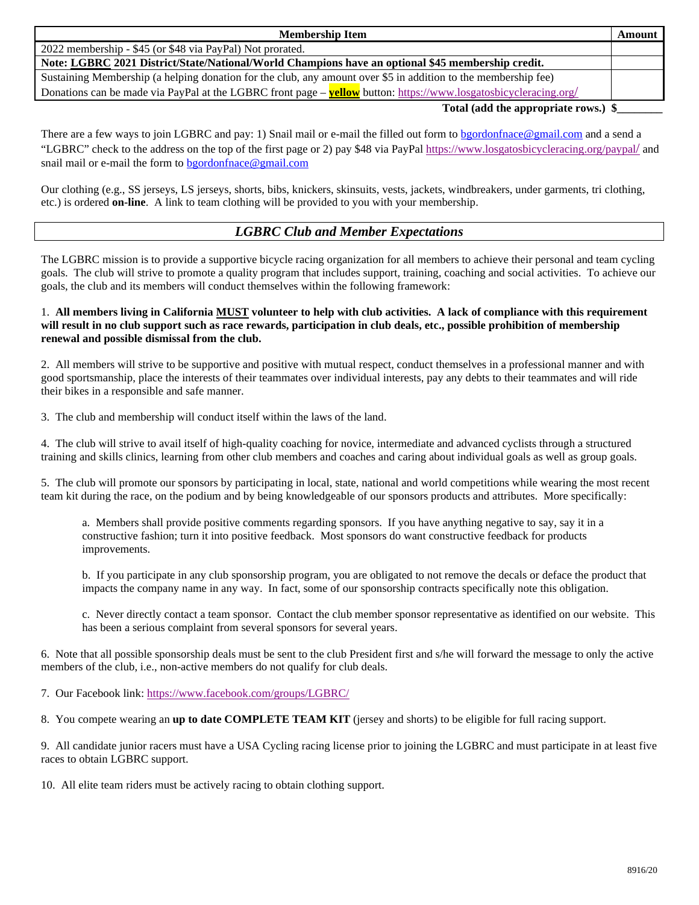| Membership Item | Amount |
| --- | --- |
| 2022 membership - $45 (or $48 via PayPal) Not prorated. | |
| **Note: LGBRC 2021 District/State/National/World Champions have an optional $45 membership credit.** | |
| Sustaining Membership (a helping donation for the club, any amount over $5 in addition to the membership fee) Donations can be made via PayPal at the LGBRC front page – **yellow** button: https://www.losgatosbicycleracing.org/ | |

**Total (add the appropriate rows.) $________**

There are a few ways to join LGBRC and pay: 1) Snail mail or e-mail the filled out form to bgordonfnace@gmail.com and a send a "LGBRC" check to the address on the top of the first page or 2) pay $48 via PayPal https://www.losgatosbicycleracing.org/paypal/ and snail mail or e-mail the form to bgordonfnace@gmail.com

Our clothing (e.g., SS jerseys, LS jerseys, shorts, bibs, knickers, skinsuits, vests, jackets, windbreakers, under garments, tri clothing, etc.) is ordered **on-line**. A link to team clothing will be provided to you with your membership.

## *LGBRC Club and Member Expectations*

The LGBRC mission is to provide a supportive bicycle racing organization for all members to achieve their personal and team cycling goals. The club will strive to promote a quality program that includes support, training, coaching and social activities. To achieve our goals, the club and its members will conduct themselves within the following framework:

1. **All members living in California MUST volunteer to help with club activities. A lack of compliance with this requirement will result in no club support such as race rewards, participation in club deals, etc., possible prohibition of membership renewal and possible dismissal from the club.**

2. All members will strive to be supportive and positive with mutual respect, conduct themselves in a professional manner and with good sportsmanship, place the interests of their teammates over individual interests, pay any debts to their teammates and will ride their bikes in a responsible and safe manner.

3. The club and membership will conduct itself within the laws of the land.

4. The club will strive to avail itself of high-quality coaching for novice, intermediate and advanced cyclists through a structured training and skills clinics, learning from other club members and coaches and caring about individual goals as well as group goals.

5. The club will promote our sponsors by participating in local, state, national and world competitions while wearing the most recent team kit during the race, on the podium and by being knowledgeable of our sponsors products and attributes. More specifically:

    a. Members shall provide positive comments regarding sponsors. If you have anything negative to say, say it in a constructive fashion; turn it into positive feedback. Most sponsors do want constructive feedback for products improvements.

    b. If you participate in any club sponsorship program, you are obligated to not remove the decals or deface the product that impacts the company name in any way. In fact, some of our sponsorship contracts specifically note this obligation.

    c. Never directly contact a team sponsor. Contact the club member sponsor representative as identified on our website. This has been a serious complaint from several sponsors for several years.

6. Note that all possible sponsorship deals must be sent to the club President first and s/he will forward the message to only the active members of the club, i.e., non-active members do not qualify for club deals.

7. Our Facebook link: https://www.facebook.com/groups/LGBRC/

8. You compete wearing an **up to date COMPLETE TEAM KIT** (jersey and shorts) to be eligible for full racing support.

9. All candidate junior racers must have a USA Cycling racing license prior to joining the LGBRC and must participate in at least five races to obtain LGBRC support.

10. All elite team riders must be actively racing to obtain clothing support.

8916/20